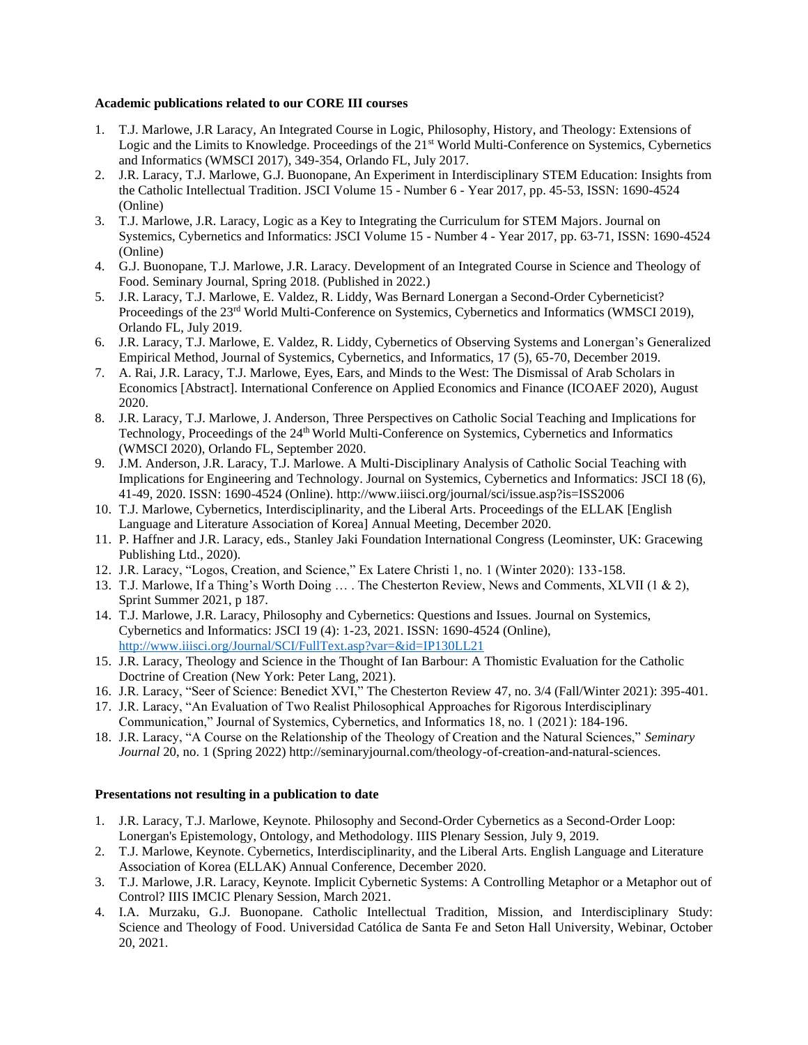**Academic publications related to our CORE III courses**

1. T.J. Marlowe, J.R Laracy, An Integrated Course in Logic, Philosophy, History, and Theology: Extensions of Logic and the Limits to Knowledge. Proceedings of the 21st World Multi-Conference on Systemics, Cybernetics and Informatics (WMSCI 2017), 349-354, Orlando FL, July 2017.
2. J.R. Laracy, T.J. Marlowe, G.J. Buonopane, An Experiment in Interdisciplinary STEM Education: Insights from the Catholic Intellectual Tradition. JSCI Volume 15 - Number 6 - Year 2017, pp. 45-53, ISSN: 1690-4524 (Online)
3. T.J. Marlowe, J.R. Laracy, Logic as a Key to Integrating the Curriculum for STEM Majors. Journal on Systemics, Cybernetics and Informatics: JSCI Volume 15 - Number 4 - Year 2017, pp. 63-71, ISSN: 1690-4524 (Online)
4. G.J. Buonopane, T.J. Marlowe, J.R. Laracy. Development of an Integrated Course in Science and Theology of Food. Seminary Journal, Spring 2018. (Published in 2022.)
5. J.R. Laracy, T.J. Marlowe, E. Valdez, R. Liddy, Was Bernard Lonergan a Second-Order Cyberneticist? Proceedings of the 23rd World Multi-Conference on Systemics, Cybernetics and Informatics (WMSCI 2019), Orlando FL, July 2019.
6. J.R. Laracy, T.J. Marlowe, E. Valdez, R. Liddy, Cybernetics of Observing Systems and Lonergan's Generalized Empirical Method, Journal of Systemics, Cybernetics, and Informatics, 17 (5), 65-70, December 2019.
7. A. Rai, J.R. Laracy, T.J. Marlowe, Eyes, Ears, and Minds to the West: The Dismissal of Arab Scholars in Economics [Abstract]. International Conference on Applied Economics and Finance (ICOAEF 2020), August 2020.
8. J.R. Laracy, T.J. Marlowe, J. Anderson, Three Perspectives on Catholic Social Teaching and Implications for Technology, Proceedings of the 24th World Multi-Conference on Systemics, Cybernetics and Informatics (WMSCI 2020), Orlando FL, September 2020.
9. J.M. Anderson, J.R. Laracy, T.J. Marlowe. A Multi-Disciplinary Analysis of Catholic Social Teaching with Implications for Engineering and Technology. Journal on Systemics, Cybernetics and Informatics: JSCI 18 (6), 41-49, 2020. ISSN: 1690-4524 (Online). http://www.iiisci.org/journal/sci/issue.asp?is=ISS2006
10. T.J. Marlowe, Cybernetics, Interdisciplinarity, and the Liberal Arts. Proceedings of the ELLAK [English Language and Literature Association of Korea] Annual Meeting, December 2020.
11. P. Haffner and J.R. Laracy, eds., Stanley Jaki Foundation International Congress (Leominster, UK: Gracewing Publishing Ltd., 2020).
12. J.R. Laracy, "Logos, Creation, and Science," Ex Latere Christi 1, no. 1 (Winter 2020): 133-158.
13. T.J. Marlowe, If a Thing's Worth Doing … . The Chesterton Review, News and Comments, XLVII (1 & 2), Sprint Summer 2021, p 187.
14. T.J. Marlowe, J.R. Laracy, Philosophy and Cybernetics: Questions and Issues. Journal on Systemics, Cybernetics and Informatics: JSCI 19 (4): 1-23, 2021. ISSN: 1690-4524 (Online), http://www.iiisci.org/Journal/SCI/FullText.asp?var=&id=IP130LL21
15. J.R. Laracy, Theology and Science in the Thought of Ian Barbour: A Thomistic Evaluation for the Catholic Doctrine of Creation (New York: Peter Lang, 2021).
16. J.R. Laracy, "Seer of Science: Benedict XVI," The Chesterton Review 47, no. 3/4 (Fall/Winter 2021): 395-401.
17. J.R. Laracy, "An Evaluation of Two Realist Philosophical Approaches for Rigorous Interdisciplinary Communication," Journal of Systemics, Cybernetics, and Informatics 18, no. 1 (2021): 184-196.
18. J.R. Laracy, "A Course on the Relationship of the Theology of Creation and the Natural Sciences," *Seminary Journal* 20, no. 1 (Spring 2022) http://seminaryjournal.com/theology-of-creation-and-natural-sciences.

**Presentations not resulting in a publication to date**

1. J.R. Laracy, T.J. Marlowe, Keynote. Philosophy and Second-Order Cybernetics as a Second-Order Loop: Lonergan's Epistemology, Ontology, and Methodology. IIIS Plenary Session, July 9, 2019.
2. T.J. Marlowe, Keynote. Cybernetics, Interdisciplinarity, and the Liberal Arts. English Language and Literature Association of Korea (ELLAK) Annual Conference, December 2020.
3. T.J. Marlowe, J.R. Laracy, Keynote. Implicit Cybernetic Systems: A Controlling Metaphor or a Metaphor out of Control? IIIS IMCIC Plenary Session, March 2021.
4. I.A. Murzaku, G.J. Buonopane. Catholic Intellectual Tradition, Mission, and Interdisciplinary Study: Science and Theology of Food. Universidad Católica de Santa Fe and Seton Hall University, Webinar, October 20, 2021.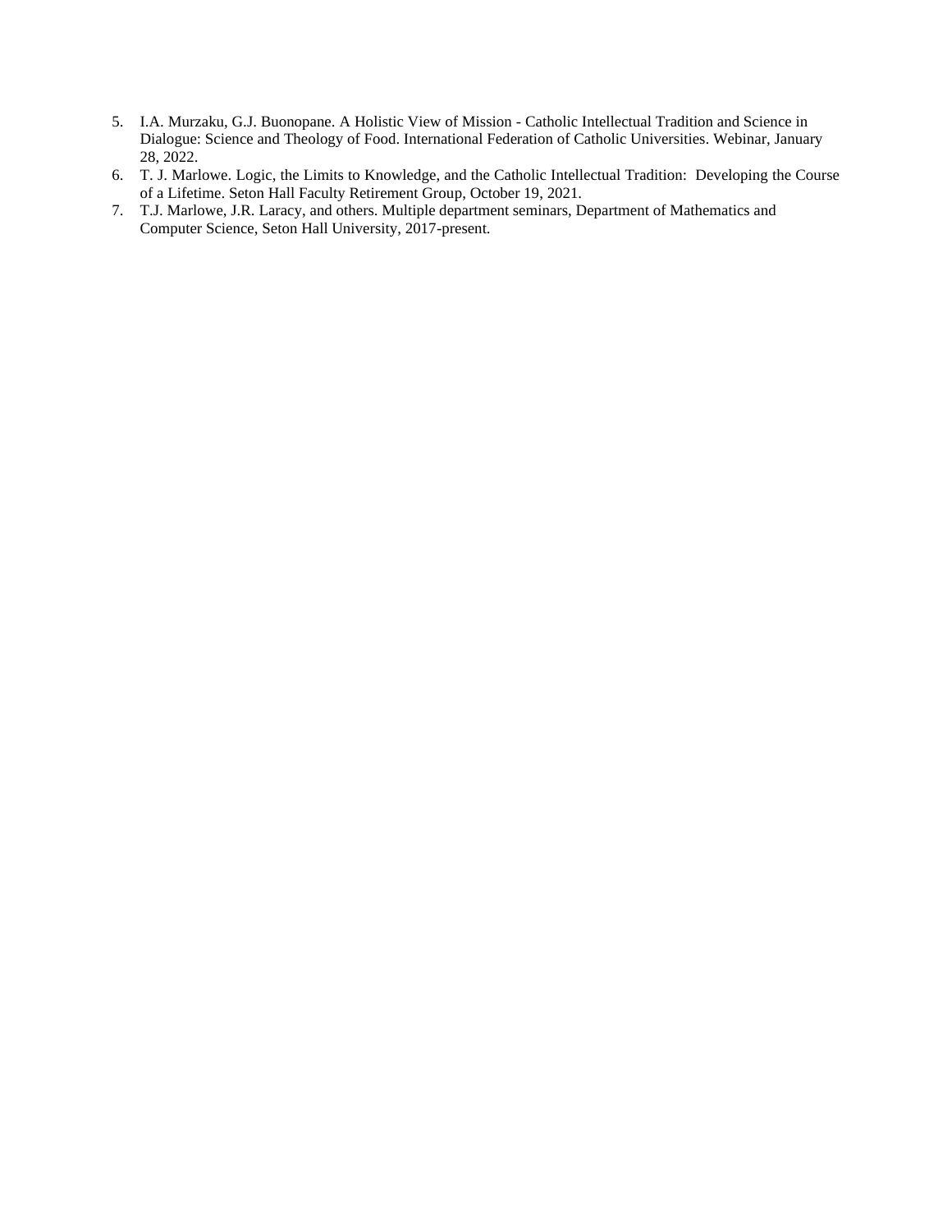5. I.A. Murzaku, G.J. Buonopane. A Holistic View of Mission - Catholic Intellectual Tradition and Science in Dialogue: Science and Theology of Food. International Federation of Catholic Universities. Webinar, January 28, 2022.
6. T. J. Marlowe. Logic, the Limits to Knowledge, and the Catholic Intellectual Tradition: Developing the Course of a Lifetime. Seton Hall Faculty Retirement Group, October 19, 2021.
7. T.J. Marlowe, J.R. Laracy, and others. Multiple department seminars, Department of Mathematics and Computer Science, Seton Hall University, 2017-present.